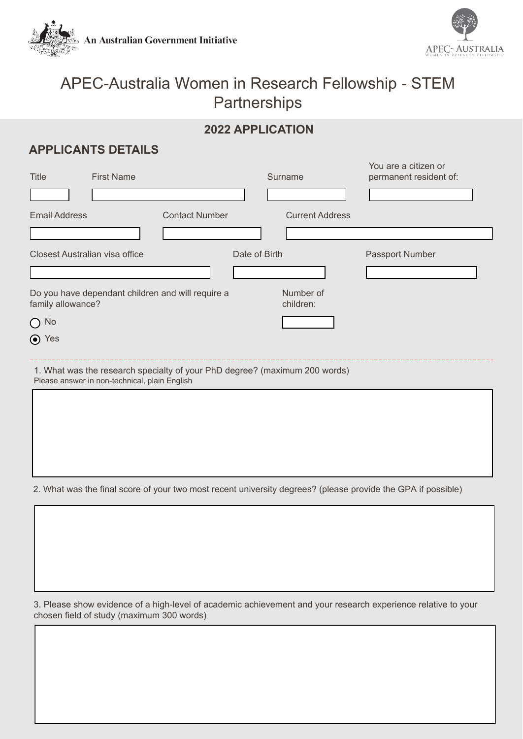An Australian Government Initiative

APEC- AUSTRALIA
WOMEN IN RESEARCH FELLOWSHIP

# APEC-Australia Women in Research Fellowship - STEM Partnerships

## 2022 APPLICATION

## APPLICANTS DETAILS

Title

First Name

Surname

You are a citizen or permanent resident of:

Email Address

Contact Number

Current Address

Closest Australian visa office

Date of Birth

Passport Number

Do you have dependant children and will require a family allowance?

- ○ No
- ◉ Yes

Number of children:

---

1. What was the research specialty of your PhD degree? (maximum 200 words)
Please answer in non-technical, plain English

2. What was the final score of your two most recent university degrees? (please provide the GPA if possible)

3. Please show evidence of a high-level of academic achievement and your research experience relative to your chosen field of study (maximum 300 words)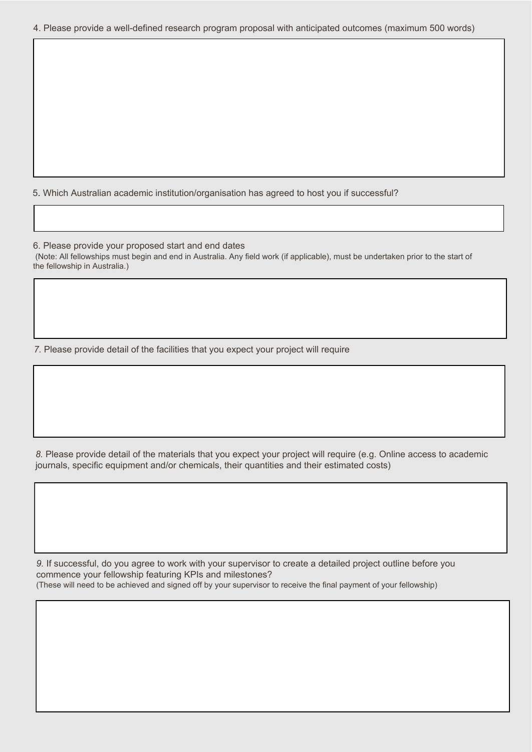4. Please provide a well-defined research program proposal with anticipated outcomes (maximum 500 words)

5. Which Australian academic institution/organisation has agreed to host you if successful?

6. Please provide your proposed start and end dates
(Note: All fellowships must begin and end in Australia. Any field work (if applicable), must be undertaken prior to the start of the fellowship in Australia.)

*7.* Please provide detail of the facilities that you expect your project will require

*8.* Please provide detail of the materials that you expect your project will require (e.g. Online access to academic journals, specific equipment and/or chemicals, their quantities and their estimated costs)

*9.* If successful, do you agree to work with your supervisor to create a detailed project outline before you commence your fellowship featuring KPIs and milestones?
(These will need to be achieved and signed off by your supervisor to receive the final payment of your fellowship)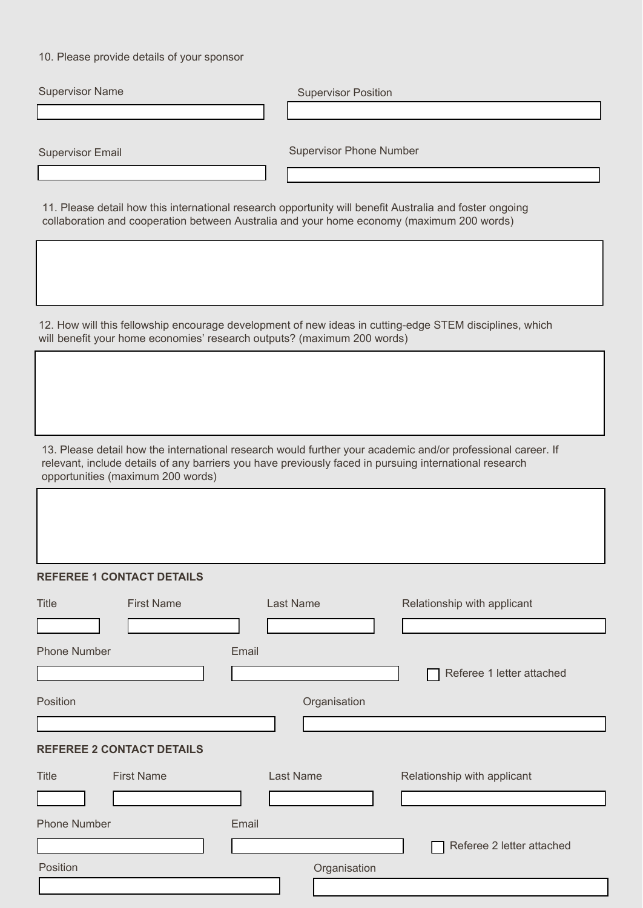10. Please provide details of your sponsor

Supervisor Name

Supervisor Position

Supervisor Email

Supervisor Phone Number

11. Please detail how this international research opportunity will benefit Australia and foster ongoing collaboration and cooperation between Australia and your home economy (maximum 200 words)

12. How will this fellowship encourage development of new ideas in cutting-edge STEM disciplines, which will benefit your home economies' research outputs? (maximum 200 words)

13. Please detail how the international research would further your academic and/or professional career. If relevant, include details of any barriers you have previously faced in pursuing international research opportunities (maximum 200 words)

**REFEREE 1 CONTACT DETAILS**

Title

First Name

Last Name

Relationship with applicant

Phone Number

Email

☐ Referee 1 letter attached

Position

Organisation

**REFEREE 2 CONTACT DETAILS**

Title

First Name

Last Name

Relationship with applicant

Phone Number

Email

☐ Referee 2 letter attached

Position

Organisation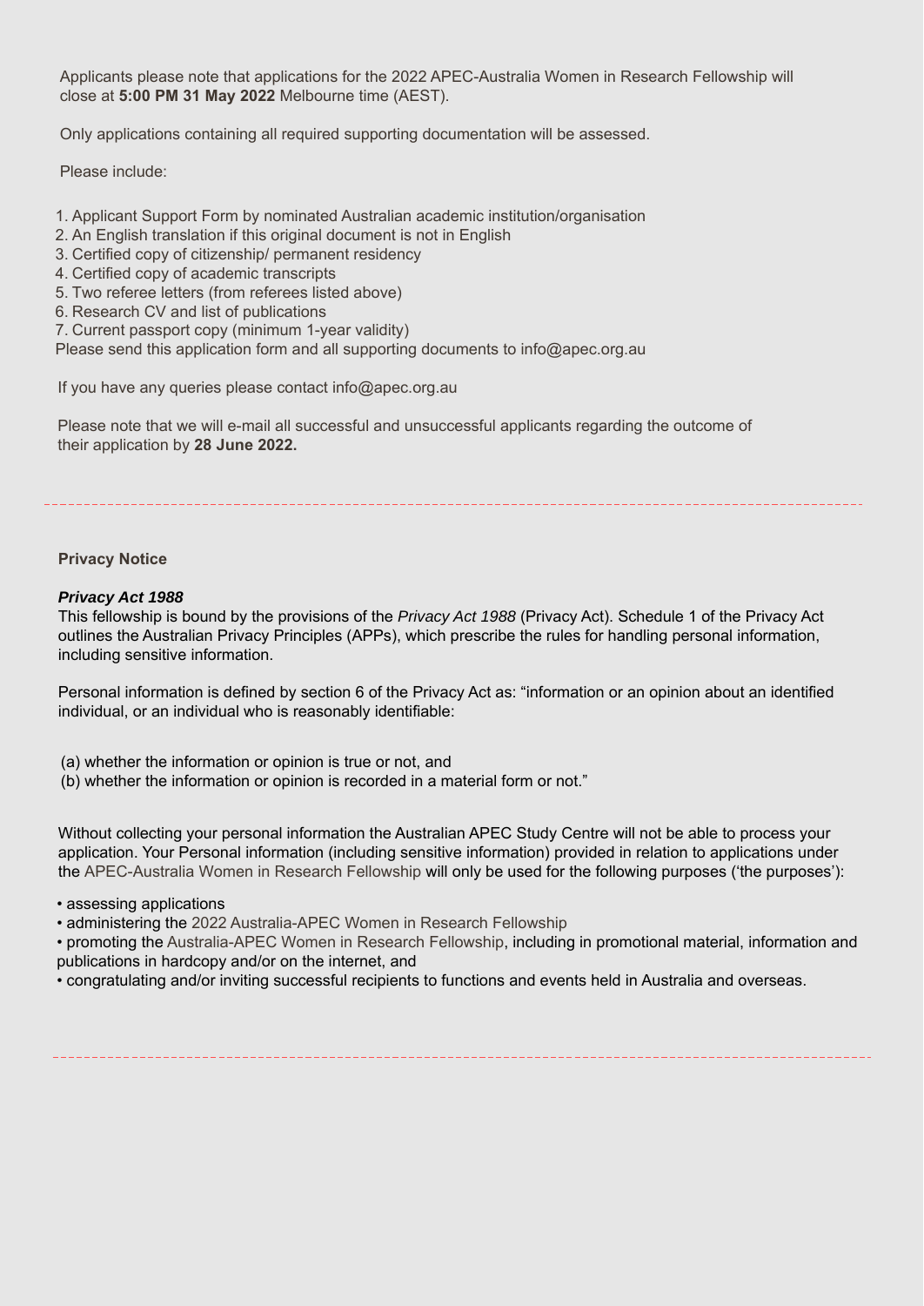Applicants please note that applications for the 2022 APEC-Australia Women in Research Fellowship will close at **5:00 PM 31 May 2022** Melbourne time (AEST).

Only applications containing all required supporting documentation will be assessed.

Please include:

1. Applicant Support Form by nominated Australian academic institution/organisation
2. An English translation if this original document is not in English
3. Certified copy of citizenship/ permanent residency
4. Certified copy of academic transcripts
5. Two referee letters (from referees listed above)
6. Research CV and list of publications
7. Current passport copy (minimum 1-year validity)

Please send this application form and all supporting documents to info@apec.org.au

If you have any queries please contact info@apec.org.au

Please note that we will e-mail all successful and unsuccessful applicants regarding the outcome of their application by **28 June 2022.**

---

**Privacy Notice**

***Privacy Act 1988***

This fellowship is bound by the provisions of the *Privacy Act 1988* (Privacy Act). Schedule 1 of the Privacy Act outlines the Australian Privacy Principles (APPs), which prescribe the rules for handling personal information, including sensitive information.

Personal information is defined by section 6 of the Privacy Act as: "information or an opinion about an identified individual, or an individual who is reasonably identifiable:

(a) whether the information or opinion is true or not, and
(b) whether the information or opinion is recorded in a material form or not."

Without collecting your personal information the Australian APEC Study Centre will not be able to process your application. Your Personal information (including sensitive information) provided in relation to applications under the APEC-Australia Women in Research Fellowship will only be used for the following purposes ('the purposes'):

- assessing applications
- administering the 2022 Australia-APEC Women in Research Fellowship
- promoting the Australia-APEC Women in Research Fellowship, including in promotional material, information and publications in hardcopy and/or on the internet, and
- congratulating and/or inviting successful recipients to functions and events held in Australia and overseas.

---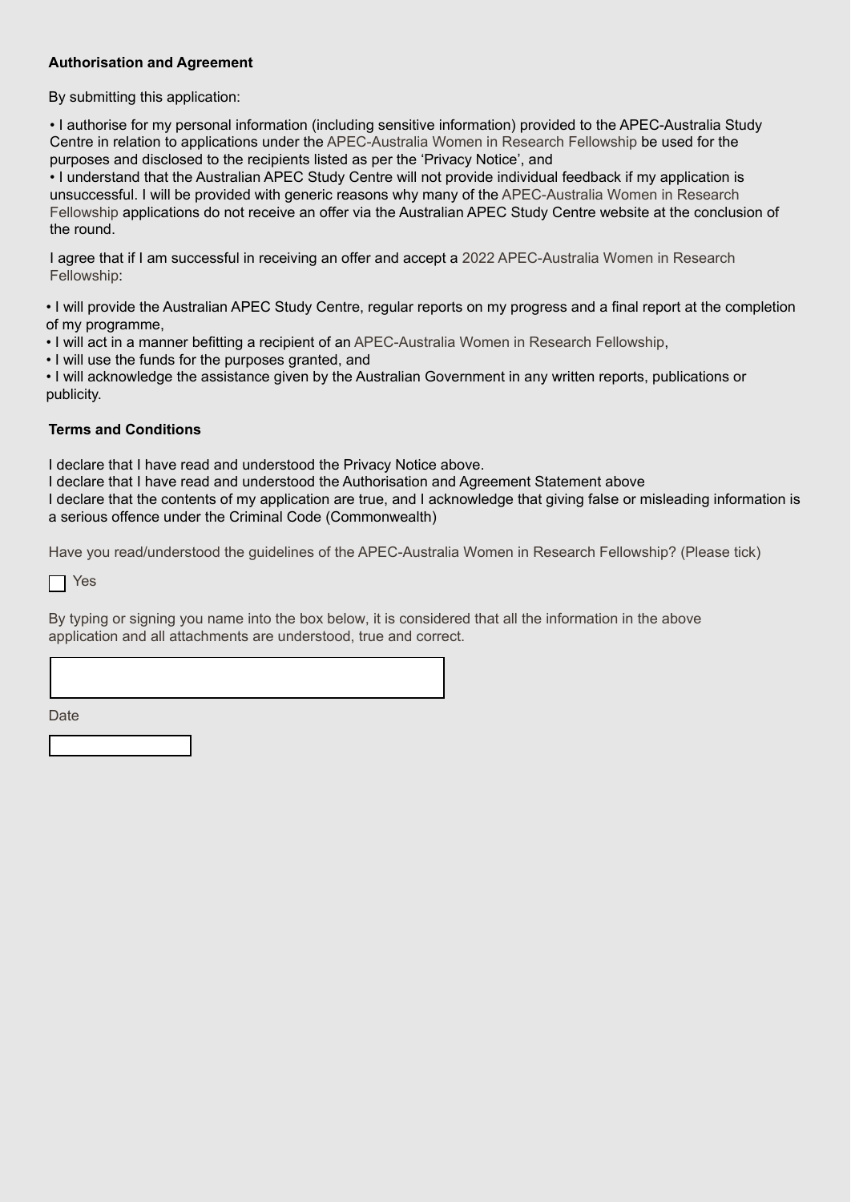**Authorisation and Agreement**

By submitting this application:

• I authorise for my personal information (including sensitive information) provided to the APEC-Australia Study Centre in relation to applications under the APEC-Australia Women in Research Fellowship be used for the purposes and disclosed to the recipients listed as per the 'Privacy Notice', and
• I understand that the Australian APEC Study Centre will not provide individual feedback if my application is unsuccessful. I will be provided with generic reasons why many of the APEC-Australia Women in Research Fellowship applications do not receive an offer via the Australian APEC Study Centre website at the conclusion of the round.

I agree that if I am successful in receiving an offer and accept a 2022 APEC-Australia Women in Research Fellowship:

• I will provide the Australian APEC Study Centre, regular reports on my progress and a final report at the completion of my programme,
• I will act in a manner befitting a recipient of an APEC-Australia Women in Research Fellowship,
• I will use the funds for the purposes granted, and
• I will acknowledge the assistance given by the Australian Government in any written reports, publications or publicity.

**Terms and Conditions**

I declare that I have read and understood the Privacy Notice above.
I declare that I have read and understood the Authorisation and Agreement Statement above
I declare that the contents of my application are true, and I acknowledge that giving false or misleading information is a serious offence under the Criminal Code (Commonwealth)

Have you read/understood the guidelines of the APEC-Australia Women in Research Fellowship? (Please tick)

☐ Yes

By typing or signing you name into the box below, it is considered that all the information in the above application and all attachments are understood, true and correct.

Date